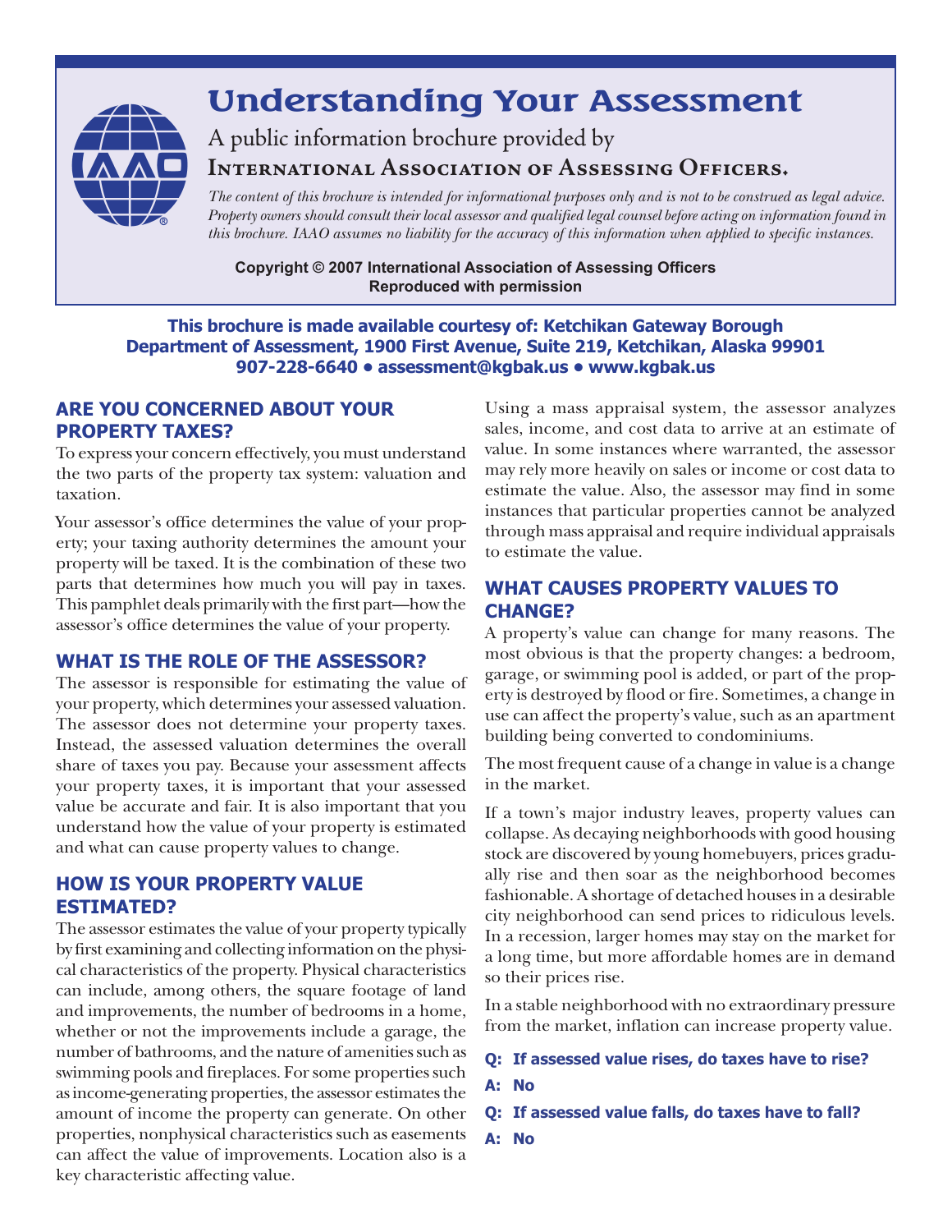# Understanding Your Assessment

A public information brochure provided by

**International Association of Assessing Officers.**

*The content of this brochure is intended for informational purposes only and is not to be construed as legal advice. Property owners should consult their local assessor and qualified legal counsel before acting on information found in this brochure. IAAO assumes no liability for the accuracy of this information when applied to specific instances.*

**Copyright © 2007 International Association of Assessing Officers**
**Reproduced with permission**

**This brochure is made available courtesy of: Ketchikan Gateway Borough Department of Assessment, 1900 First Avenue, Suite 219, Ketchikan, Alaska 99901**
**907-228-6640 • assessment@kgbak.us • www.kgbak.us**

## ARE YOU CONCERNED ABOUT YOUR PROPERTY TAXES?

To express your concern effectively, you must understand the two parts of the property tax system: valuation and taxation.

Your assessor's office determines the value of your property; your taxing authority determines the amount your property will be taxed. It is the combination of these two parts that determines how much you will pay in taxes. This pamphlet deals primarily with the first part—how the assessor's office determines the value of your property.

## WHAT IS THE ROLE OF THE ASSESSOR?

The assessor is responsible for estimating the value of your property, which determines your assessed valuation. The assessor does not determine your property taxes. Instead, the assessed valuation determines the overall share of taxes you pay. Because your assessment affects your property taxes, it is important that your assessed value be accurate and fair. It is also important that you understand how the value of your property is estimated and what can cause property values to change.

## HOW IS YOUR PROPERTY VALUE ESTIMATED?

The assessor estimates the value of your property typically by first examining and collecting information on the physical characteristics of the property. Physical characteristics can include, among others, the square footage of land and improvements, the number of bedrooms in a home, whether or not the improvements include a garage, the number of bathrooms, and the nature of amenities such as swimming pools and fireplaces. For some properties such as income-generating properties, the assessor estimates the amount of income the property can generate. On other properties, nonphysical characteristics such as easements can affect the value of improvements. Location also is a key characteristic affecting value.

Using a mass appraisal system, the assessor analyzes sales, income, and cost data to arrive at an estimate of value. In some instances where warranted, the assessor may rely more heavily on sales or income or cost data to estimate the value. Also, the assessor may find in some instances that particular properties cannot be analyzed through mass appraisal and require individual appraisals to estimate the value.

## WHAT CAUSES PROPERTY VALUES TO CHANGE?

A property's value can change for many reasons. The most obvious is that the property changes: a bedroom, garage, or swimming pool is added, or part of the property is destroyed by flood or fire. Sometimes, a change in use can affect the property's value, such as an apartment building being converted to condominiums.

The most frequent cause of a change in value is a change in the market.

If a town's major industry leaves, property values can collapse. As decaying neighborhoods with good housing stock are discovered by young homebuyers, prices gradually rise and then soar as the neighborhood becomes fashionable. A shortage of detached houses in a desirable city neighborhood can send prices to ridiculous levels. In a recession, larger homes may stay on the market for a long time, but more affordable homes are in demand so their prices rise.

In a stable neighborhood with no extraordinary pressure from the market, inflation can increase property value.

**Q: If assessed value rises, do taxes have to rise?**

**A: No**

**Q: If assessed value falls, do taxes have to fall?**

**A: No**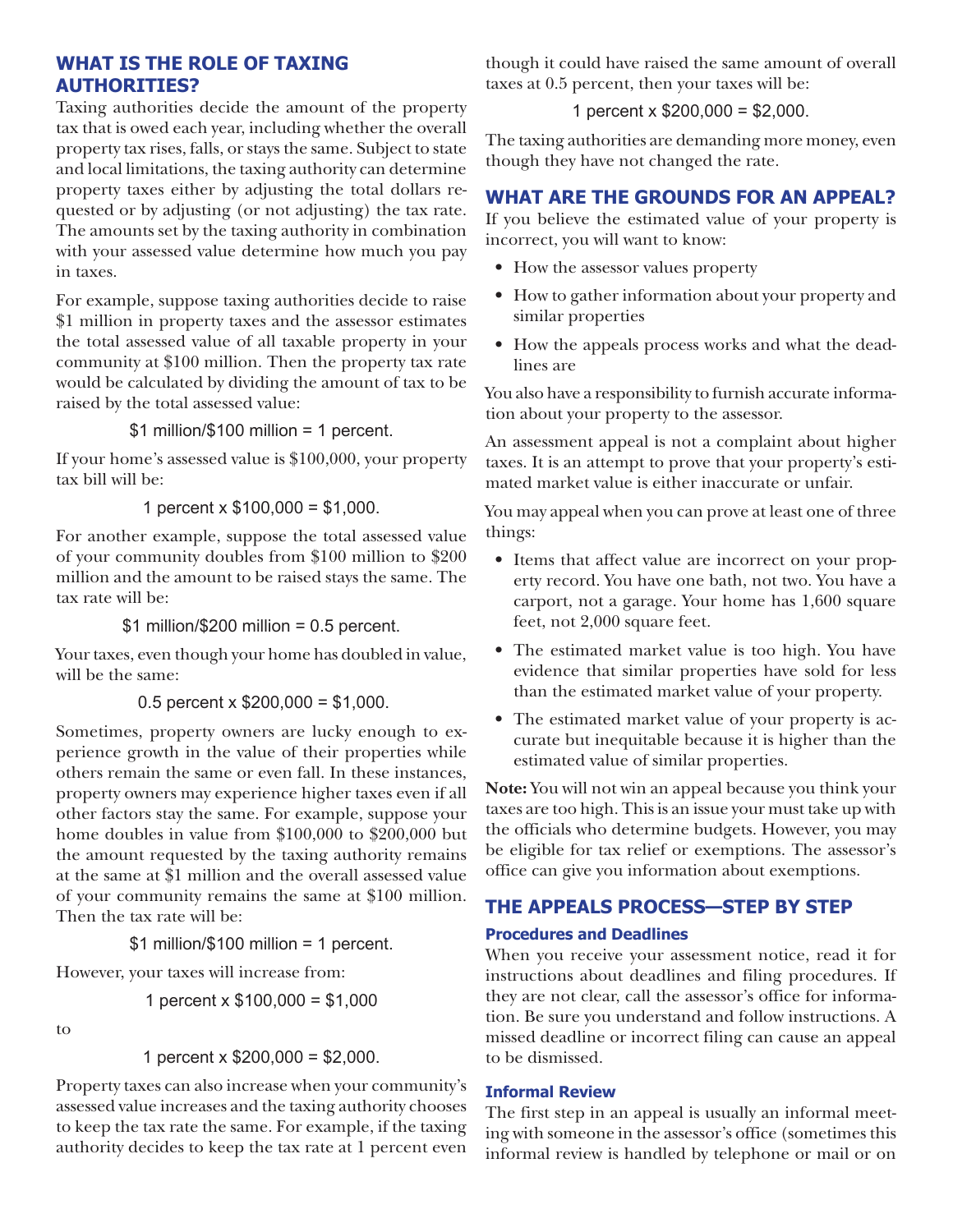## WHAT IS THE ROLE OF TAXING AUTHORITIES?

Taxing authorities decide the amount of the property tax that is owed each year, including whether the overall property tax rises, falls, or stays the same. Subject to state and local limitations, the taxing authority can determine property taxes either by adjusting the total dollars requested or by adjusting (or not adjusting) the tax rate. The amounts set by the taxing authority in combination with your assessed value determine how much you pay in taxes.

For example, suppose taxing authorities decide to raise $1 million in property taxes and the assessor estimates the total assessed value of all taxable property in your community at $100 million. Then the property tax rate would be calculated by dividing the amount of tax to be raised by the total assessed value:

$1 million/$100 million = 1 percent.

If your home's assessed value is $100,000, your property tax bill will be:

1 percent x $100,000 = $1,000.

For another example, suppose the total assessed value of your community doubles from $100 million to $200 million and the amount to be raised stays the same. The tax rate will be:

$1 million/$200 million = 0.5 percent.

Your taxes, even though your home has doubled in value, will be the same:

0.5 percent x $200,000 = $1,000.

Sometimes, property owners are lucky enough to experience growth in the value of their properties while others remain the same or even fall. In these instances, property owners may experience higher taxes even if all other factors stay the same. For example, suppose your home doubles in value from $100,000 to $200,000 but the amount requested by the taxing authority remains at the same at $1 million and the overall assessed value of your community remains the same at $100 million. Then the tax rate will be:

$1 million/$100 million = 1 percent.

However, your taxes will increase from:

1 percent x $100,000 = $1,000

to

1 percent x $200,000 = $2,000.

Property taxes can also increase when your community's assessed value increases and the taxing authority chooses to keep the tax rate the same. For example, if the taxing authority decides to keep the tax rate at 1 percent even though it could have raised the same amount of overall taxes at 0.5 percent, then your taxes will be:

1 percent x $200,000 = $2,000.

The taxing authorities are demanding more money, even though they have not changed the rate.

## WHAT ARE THE GROUNDS FOR AN APPEAL?

If you believe the estimated value of your property is incorrect, you will want to know:

- How the assessor values property
- How to gather information about your property and similar properties
- How the appeals process works and what the deadlines are

You also have a responsibility to furnish accurate information about your property to the assessor.

An assessment appeal is not a complaint about higher taxes. It is an attempt to prove that your property's estimated market value is either inaccurate or unfair.

You may appeal when you can prove at least one of three things:

- Items that affect value are incorrect on your property record. You have one bath, not two. You have a carport, not a garage. Your home has 1,600 square feet, not 2,000 square feet.
- The estimated market value is too high. You have evidence that similar properties have sold for less than the estimated market value of your property.
- The estimated market value of your property is accurate but inequitable because it is higher than the estimated value of similar properties.

**Note:** You will not win an appeal because you think your taxes are too high. This is an issue your must take up with the officials who determine budgets. However, you may be eligible for tax relief or exemptions. The assessor's office can give you information about exemptions.

## THE APPEALS PROCESS—STEP BY STEP

### Procedures and Deadlines

When you receive your assessment notice, read it for instructions about deadlines and filing procedures. If they are not clear, call the assessor's office for information. Be sure you understand and follow instructions. A missed deadline or incorrect filing can cause an appeal to be dismissed.

### Informal Review

The first step in an appeal is usually an informal meeting with someone in the assessor's office (sometimes this informal review is handled by telephone or mail or on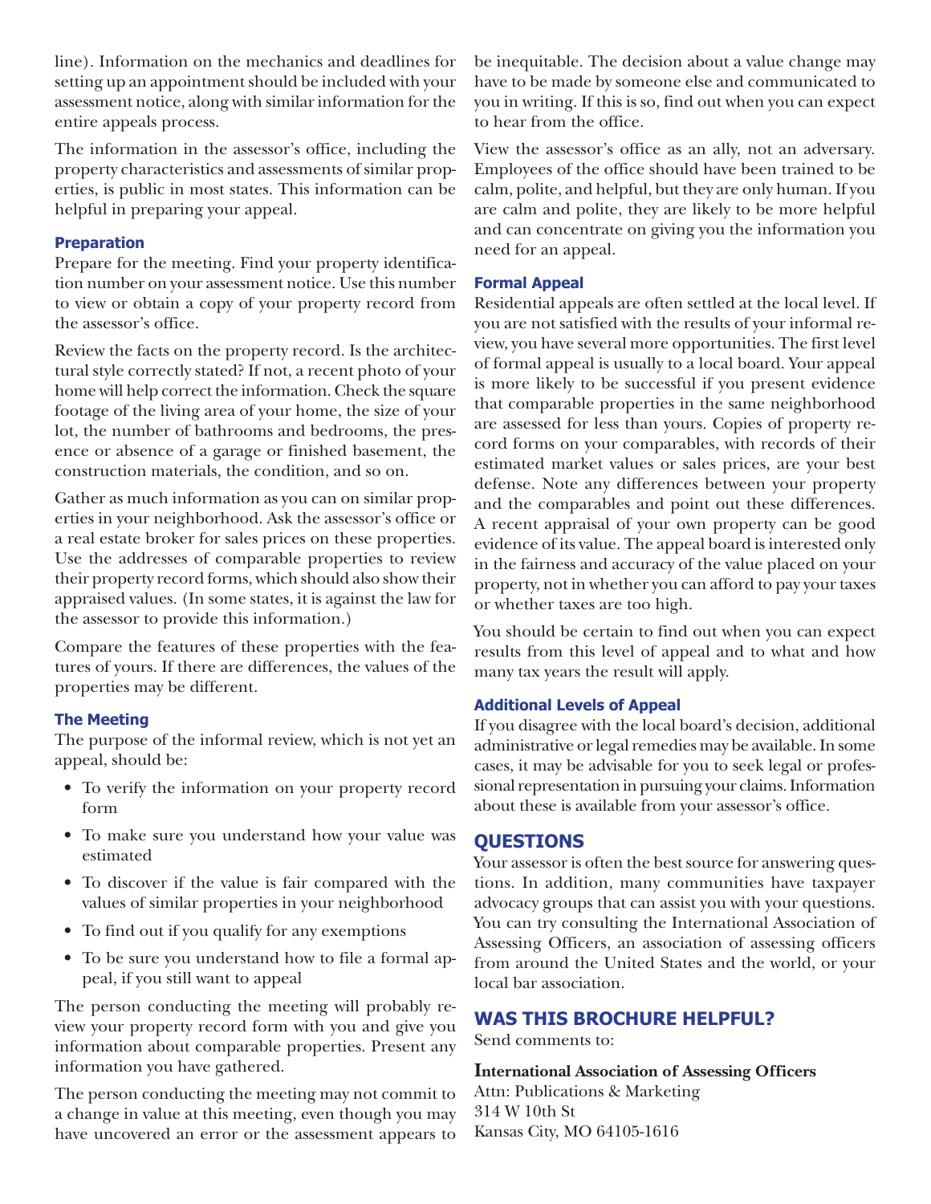line). Information on the mechanics and deadlines for setting up an appointment should be included with your assessment notice, along with similar information for the entire appeals process.

The information in the assessor's office, including the property characteristics and assessments of similar properties, is public in most states. This information can be helpful in preparing your appeal.

### Preparation

Prepare for the meeting. Find your property identification number on your assessment notice. Use this number to view or obtain a copy of your property record from the assessor's office.

Review the facts on the property record. Is the architectural style correctly stated? If not, a recent photo of your home will help correct the information. Check the square footage of the living area of your home, the size of your lot, the number of bathrooms and bedrooms, the presence or absence of a garage or finished basement, the construction materials, the condition, and so on.

Gather as much information as you can on similar properties in your neighborhood. Ask the assessor's office or a real estate broker for sales prices on these properties. Use the addresses of comparable properties to review their property record forms, which should also show their appraised values. (In some states, it is against the law for the assessor to provide this information.)

Compare the features of these properties with the features of yours. If there are differences, the values of the properties may be different.

### The Meeting

The purpose of the informal review, which is not yet an appeal, should be:

- To verify the information on your property record form
- To make sure you understand how your value was estimated
- To discover if the value is fair compared with the values of similar properties in your neighborhood
- To find out if you qualify for any exemptions
- To be sure you understand how to file a formal appeal, if you still want to appeal

The person conducting the meeting will probably review your property record form with you and give you information about comparable properties. Present any information you have gathered.

The person conducting the meeting may not commit to a change in value at this meeting, even though you may have uncovered an error or the assessment appears to be inequitable. The decision about a value change may have to be made by someone else and communicated to you in writing. If this is so, find out when you can expect to hear from the office.

View the assessor's office as an ally, not an adversary. Employees of the office should have been trained to be calm, polite, and helpful, but they are only human. If you are calm and polite, they are likely to be more helpful and can concentrate on giving you the information you need for an appeal.

### Formal Appeal

Residential appeals are often settled at the local level. If you are not satisfied with the results of your informal review, you have several more opportunities. The first level of formal appeal is usually to a local board. Your appeal is more likely to be successful if you present evidence that comparable properties in the same neighborhood are assessed for less than yours. Copies of property record forms on your comparables, with records of their estimated market values or sales prices, are your best defense. Note any differences between your property and the comparables and point out these differences. A recent appraisal of your own property can be good evidence of its value. The appeal board is interested only in the fairness and accuracy of the value placed on your property, not in whether you can afford to pay your taxes or whether taxes are too high.

You should be certain to find out when you can expect results from this level of appeal and to what and how many tax years the result will apply.

### Additional Levels of Appeal

If you disagree with the local board's decision, additional administrative or legal remedies may be available. In some cases, it may be advisable for you to seek legal or professional representation in pursuing your claims. Information about these is available from your assessor's office.

## QUESTIONS

Your assessor is often the best source for answering questions. In addition, many communities have taxpayer advocacy groups that can assist you with your questions. You can try consulting the International Association of Assessing Officers, an association of assessing officers from around the United States and the world, or your local bar association.

## WAS THIS BROCHURE HELPFUL?

Send comments to:

**International Association of Assessing Officers**
Attn: Publications & Marketing
314 W 10th St
Kansas City, MO 64105-1616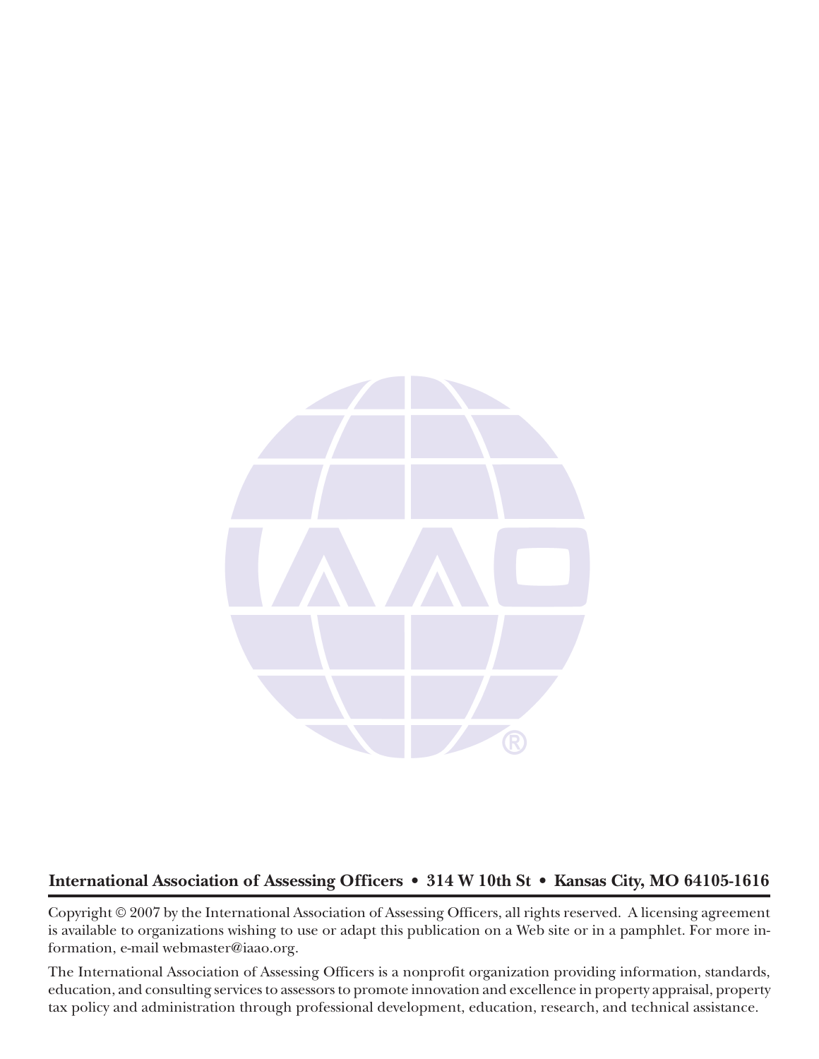**International Association of Assessing Officers • 314 W 10th St • Kansas City, MO 64105-1616**

Copyright © 2007 by the International Association of Assessing Officers, all rights reserved. A licensing agreement is available to organizations wishing to use or adapt this publication on a Web site or in a pamphlet. For more information, e-mail webmaster@iaao.org.

The International Association of Assessing Officers is a nonprofit organization providing information, standards, education, and consulting services to assessors to promote innovation and excellence in property appraisal, property tax policy and administration through professional development, education, research, and technical assistance.